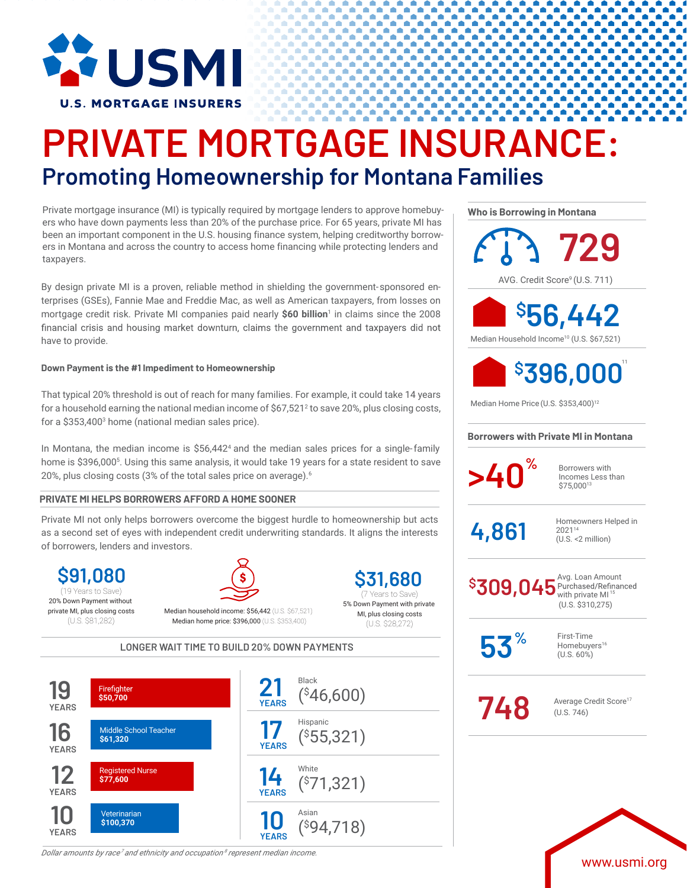# USMI

U.S. MORTGAGE INSURERS

# PRIVATE MORTGAGE INSURANCE:

## Promoting Homeownership for Montana Families

Private mortgage insurance (MI) is typically required by mortgage lenders to approve homebuyers who have down payments less than 20% of the purchase price. For 65 years, private MI has been an important component in the U.S. housing finance system, helping creditworthy borrowers in Montana and across the country to access home financing while protecting lenders and taxpayers.

By design private MI is a proven, reliable method in shielding the government-sponsored enterprises (GSEs), Fannie Mae and Freddie Mac, as well as American taxpayers, from losses on mortgage credit risk. Private MI companies paid nearly **$60 billion**[1] in claims since the 2008 financial crisis and housing market downturn, claims the government and taxpayers did not have to provide.

**Down Payment is the #1 Impediment to Homeownership**

That typical 20% threshold is out of reach for many families. For example, it could take 14 years for a household earning the national median income of $67,521[2] to save 20%, plus closing costs, for a $353,400[3] home (national median sales price).

In Montana, the median income is $56,442[4] and the median sales prices for a single-family home is $396,000[5]. Using this same analysis, it would take 19 years for a state resident to save 20%, plus closing costs (3% of the total sales price on average).[6]

### PRIVATE MI HELPS BORROWERS AFFORD A HOME SOONER

Private MI not only helps borrowers overcome the biggest hurdle to homeownership but acts as a second set of eyes with independent credit underwriting standards. It aligns the interests of borrowers, lenders and investors.

**$91,080**
(19 Years to Save)
20% Down Payment without private MI, plus closing costs
(U.S. $81,282)

Median household income: $56,442 (U.S. $67,521)
Median home price: $396,000 (U.S. $353,400)

**$31,680**
(7 Years to Save)
5% Down Payment with private MI, plus closing costs
(U.S. $28,272)

### LONGER WAIT TIME TO BUILD 20% DOWN PAYMENTS

| Years | Occupation |
|---|---|
| 19 YEARS | Firefighter $50,700 |
| 16 YEARS | Middle School Teacher $61,320 |
| 12 YEARS | Registered Nurse $77,600 |
| 10 YEARS | Veterinarian $100,370 |

| Years | Race/Ethnicity |
|---|---|
| 21 YEARS | Black ($46,600) |
| 17 YEARS | Hispanic ($55,321) |
| 14 YEARS | White ($71,321) |
| 10 YEARS | Asian ($94,718) |

*Dollar amounts by race[7] and ethnicity and occupation[8] represent median income.*

### Who is Borrowing in Montana

- **729** — AVG. Credit Score[9] (U.S. 711)
- **$56,442** — Median Household Income[10] (U.S. $67,521)
- **$396,000**[11] — Median Home Price (U.S. $353,400)[12]

### Borrowers with Private MI in Montana

- **>40%** — Borrowers with Incomes Less than $75,000[13]
- **4,861** — Homeowners Helped in 2021[14] (U.S. <2 million)
- **$309,045** — Avg. Loan Amount Purchased/Refinanced with private MI[15] (U.S. $310,275)
- **53%** — First-Time Homebuyers[16] (U.S. 60%)
- **748** — Average Credit Score[17] (U.S. 746)

www.usmi.org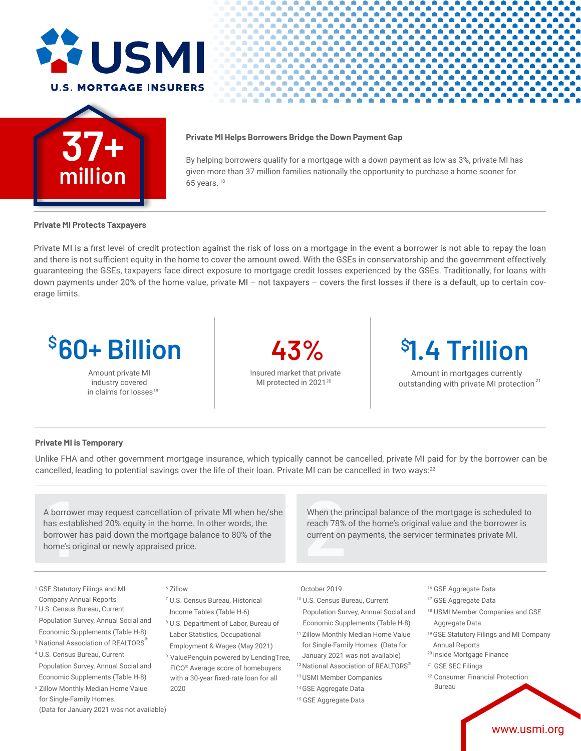# USMI

U.S. MORTGAGE INSURERS

**37+ million**

### Private MI Helps Borrowers Bridge the Down Payment Gap

By helping borrowers qualify for a mortgage with a down payment as low as 3%, private MI has given more than 37 million families nationally the opportunity to purchase a home sooner for 65 years.[18]

### Private MI Protects Taxpayers

Private MI is a first level of credit protection against the risk of loss on a mortgage in the event a borrower is not able to repay the loan and there is not sufficient equity in the home to cover the amount owed. With the GSEs in conservatorship and the government effectively guaranteeing the GSEs, taxpayers face direct exposure to mortgage credit losses experienced by the GSEs. Traditionally, for loans with down payments under 20% of the home value, private MI – not taxpayers – covers the first losses if there is a default, up to certain coverage limits.

**$60+ Billion**

Amount private MI industry covered in claims for losses[19]

**43%**

Insured market that private MI protected in 2021[20]

**$1.4 Trillion**

Amount in mortgages currently outstanding with private MI protection[21]

### Private MI is Temporary

Unlike FHA and other government mortgage insurance, which typically cannot be cancelled, private MI paid for by the borrower can be cancelled, leading to potential savings over the life of their loan. Private MI can be cancelled in two ways:[22]

1. A borrower may request cancellation of private MI when he/she has established 20% equity in the home. In other words, the borrower has paid down the mortgage balance to 80% of the home's original or newly appraised price.

2. When the principal balance of the mortgage is scheduled to reach 78% of the home's original value and the borrower is current on payments, the servicer terminates private MI.

---

[1] GSE Statutory Filings and MI Company Annual Reports
[2] U.S. Census Bureau, Current Population Survey, Annual Social and Economic Supplements (Table H-8)
[3] National Association of REALTORS®
[4] U.S. Census Bureau, Current Population Survey, Annual Social and Economic Supplements (Table H-8)
[5] Zillow Monthly Median Home Value for Single-Family Homes. (Data for January 2021 was not available)
[6] Zillow
[7] U.S. Census Bureau, Historical Income Tables (Table H-6)
[8] U.S. Department of Labor, Bureau of Labor Statistics, Occupational Employment & Wages (May 2021)
[9] ValuePenguin powered by LendingTree, FICO® Average score of homebuyers with a 30-year fixed-rate loan for all 2020 October 2019
[10] U.S. Census Bureau, Current Population Survey, Annual Social and Economic Supplements (Table H-8)
[11] Zillow Monthly Median Home Value for Single-Family Homes. (Data for January 2021 was not available)
[12] National Association of REALTORS®
[13] USMI Member Companies
[14] GSE Aggregate Data
[15] GSE Aggregate Data
[16] GSE Aggregate Data
[17] GSE Aggregate Data
[18] USMI Member Companies and GSE Aggregate Data
[19] GSE Statutory Filings and MI Company Annual Reports
[20] Inside Mortgage Finance
[21] GSE SEC Filings
[22] Consumer Financial Protection Bureau

www.usmi.org